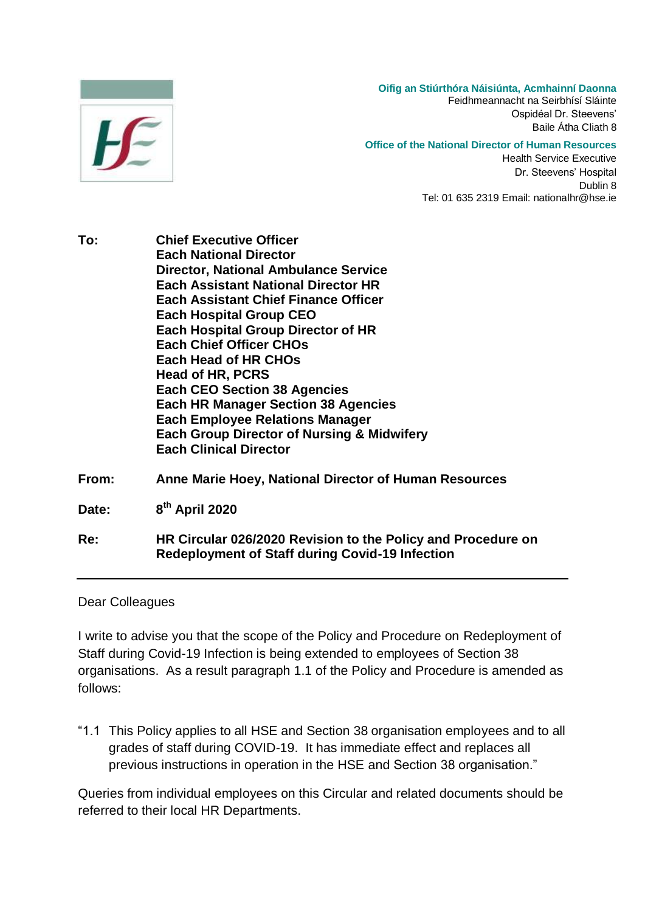**Oifig an Stiúrthóra Náisiúnta, Acmhainní Daonna**
Feidhmeannacht na Seirbhísí Sláinte
Ospidéal Dr. Steevens'
Baile Átha Cliath 8

**Office of the National Director of Human Resources**
Health Service Executive
Dr. Steevens' Hospital
Dublin 8
Tel: 01 635 2319 Email: nationalhr@hse.ie

**To:** **Chief Executive Officer**
**Each National Director**
**Director, National Ambulance Service**
**Each Assistant National Director HR**
**Each Assistant Chief Finance Officer**
**Each Hospital Group CEO**
**Each Hospital Group Director of HR**
**Each Chief Officer CHOs**
**Each Head of HR CHOs**
**Head of HR, PCRS**
**Each CEO Section 38 Agencies**
**Each HR Manager Section 38 Agencies**
**Each Employee Relations Manager**
**Each Group Director of Nursing & Midwifery**
**Each Clinical Director**

**From:** **Anne Marie Hoey, National Director of Human Resources**

**Date:** **8th April 2020**

**Re:** **HR Circular 026/2020 Revision to the Policy and Procedure on Redeployment of Staff during Covid-19 Infection**

---

Dear Colleagues

I write to advise you that the scope of the Policy and Procedure on Redeployment of Staff during Covid-19 Infection is being extended to employees of Section 38 organisations. As a result paragraph 1.1 of the Policy and Procedure is amended as follows:

"1.1 This Policy applies to all HSE and Section 38 organisation employees and to all grades of staff during COVID-19. It has immediate effect and replaces all previous instructions in operation in the HSE and Section 38 organisation."

Queries from individual employees on this Circular and related documents should be referred to their local HR Departments.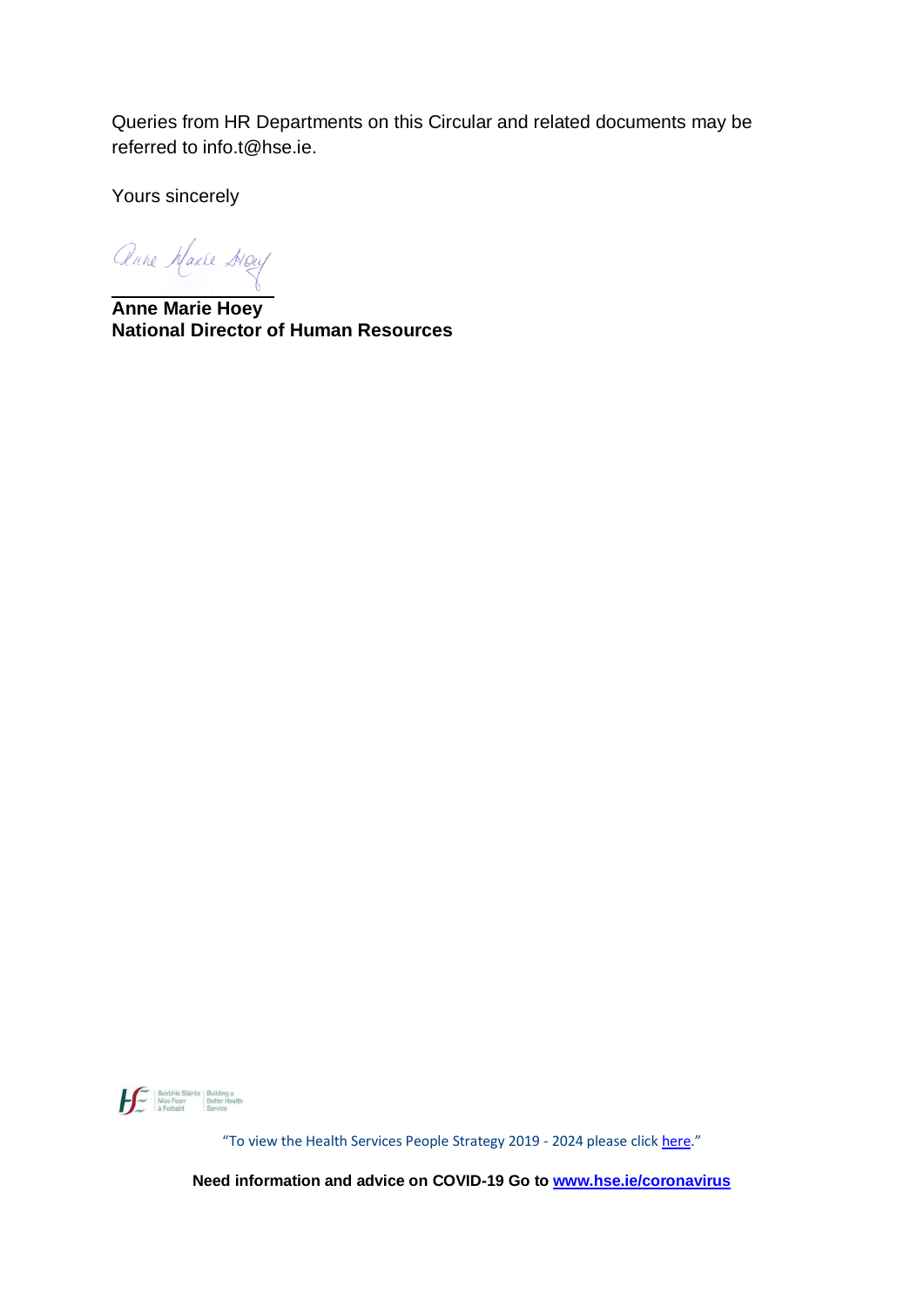Queries from HR Departments on this Circular and related documents may be referred to info.t@hse.ie.

Yours sincerely

Anne Marie Hoey

**Anne Marie Hoey**
**National Director of Human Resources**

Seirbhís Sláinte Níos Fearr á Forbairt | Building a Better Health Service

"To view the Health Services People Strategy 2019 - 2024 please click here."

**Need information and advice on COVID-19 Go to www.hse.ie/coronavirus**